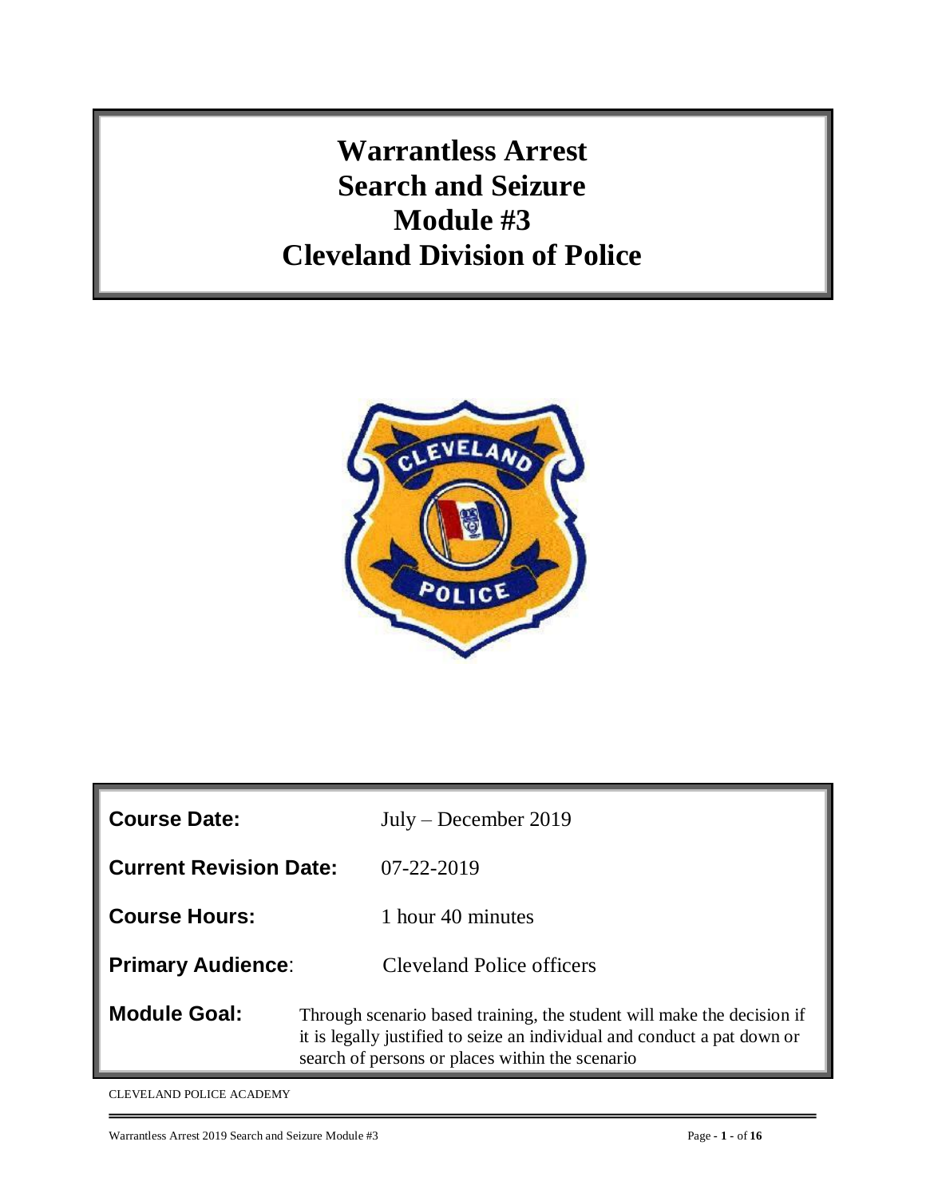# Warrantless Arrest
# Search and Seizure
# Module #3
# Cleveland Division of Police

| | |
|---|---|
| **Course Date:** | July – December 2019 |
| **Current Revision Date:** | 07-22-2019 |
| **Course Hours:** | 1 hour 40 minutes |
| **Primary Audience**: | Cleveland Police officers |
| **Module Goal:** | Through scenario based training, the student will make the decision if it is legally justified to seize an individual and conduct a pat down or search of persons or places within the scenario |

CLEVELAND POLICE ACADEMY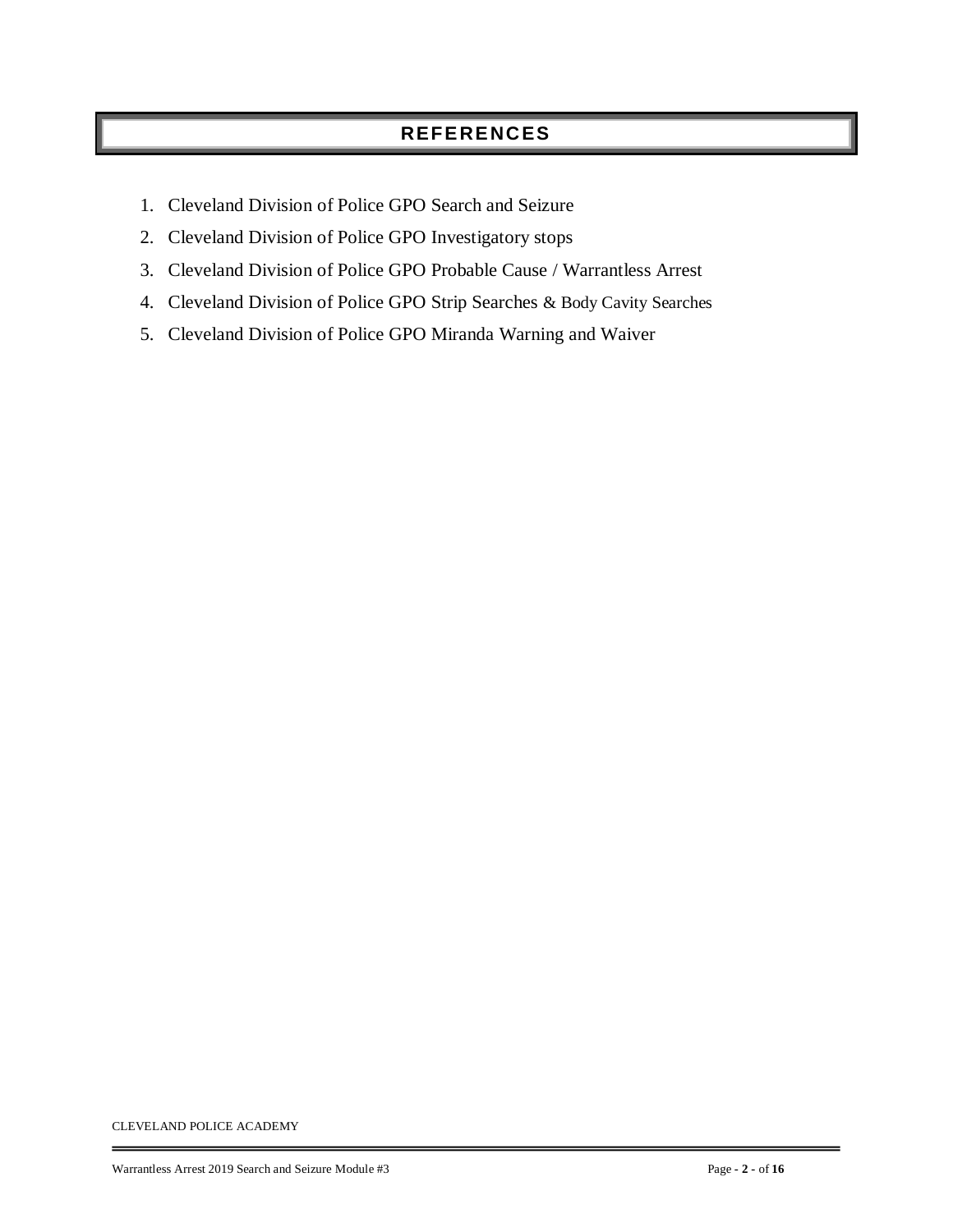## REFERENCES

1. Cleveland Division of Police GPO Search and Seizure
2. Cleveland Division of Police GPO Investigatory stops
3. Cleveland Division of Police GPO Probable Cause / Warrantless Arrest
4. Cleveland Division of Police GPO Strip Searches & Body Cavity Searches
5. Cleveland Division of Police GPO Miranda Warning and Waiver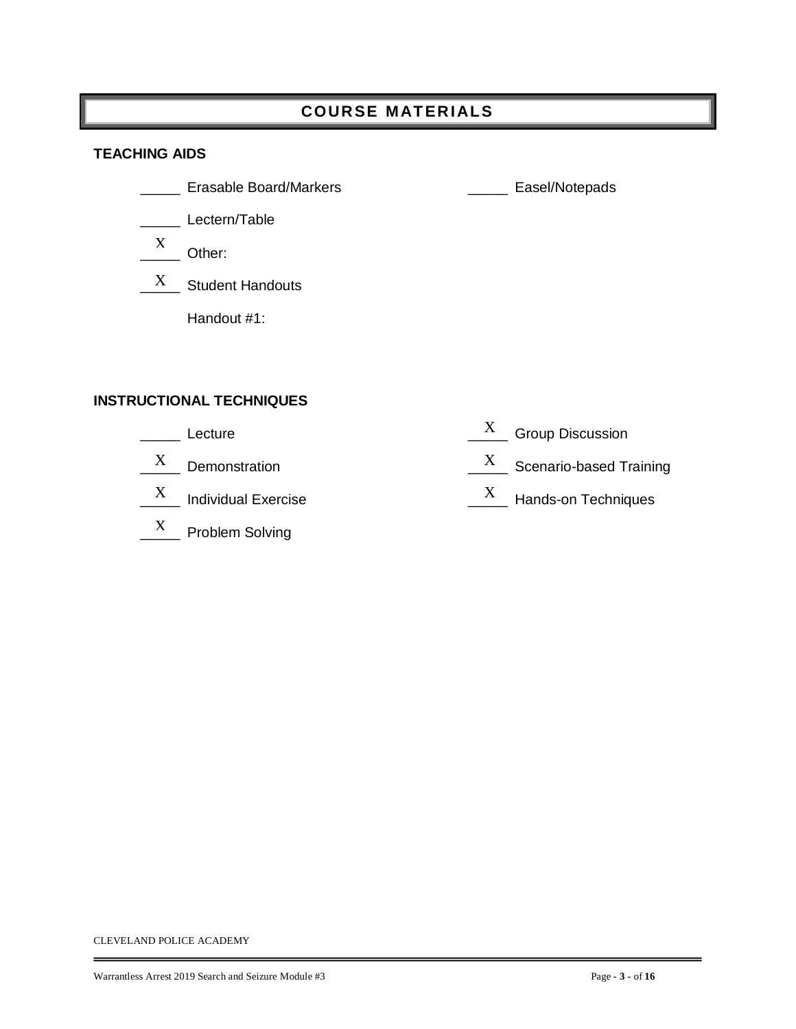# COURSE MATERIALS

## TEACHING AIDS

_____ Erasable Board/Markers

_____ Easel/Notepads

_____ Lectern/Table

__X__ Other:

__X__ Student Handouts

Handout #1:

## INSTRUCTIONAL TECHNIQUES

_____ Lecture

__X__ Demonstration

__X__ Individual Exercise

__X__ Problem Solving

__X__ Group Discussion

__X__ Scenario-based Training

__X__ Hands-on Techniques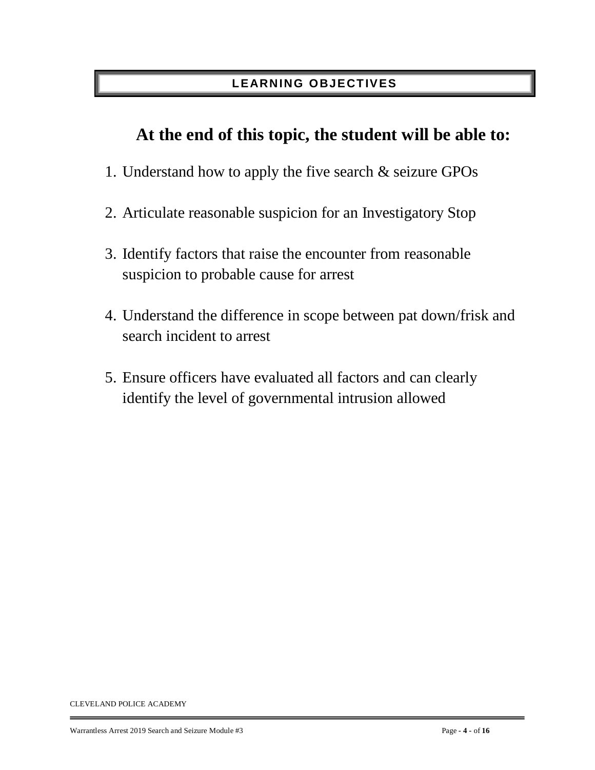## LEARNING OBJECTIVES

**At the end of this topic, the student will be able to:**

1. Understand how to apply the five search & seizure GPOs
2. Articulate reasonable suspicion for an Investigatory Stop
3. Identify factors that raise the encounter from reasonable suspicion to probable cause for arrest
4. Understand the difference in scope between pat down/frisk and search incident to arrest
5. Ensure officers have evaluated all factors and can clearly identify the level of governmental intrusion allowed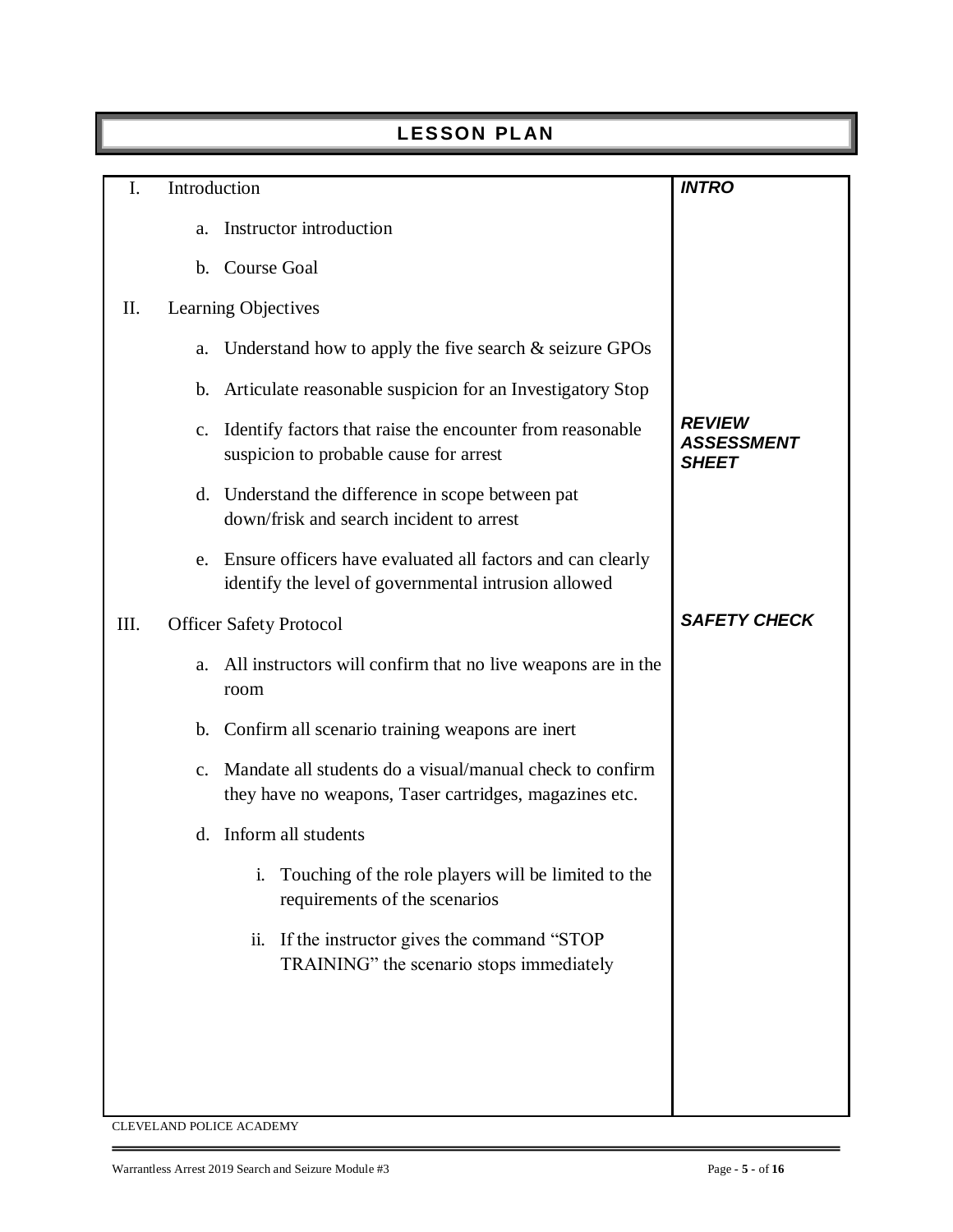# LESSON PLAN

| | |
|---|---|
| I. Introduction<br><br>a. Instructor introduction<br><br>b. Course Goal | ***INTRO*** |
| II. Learning Objectives<br><br>a. Understand how to apply the five search & seizure GPOs<br><br>b. Articulate reasonable suspicion for an Investigatory Stop<br><br>c. Identify factors that raise the encounter from reasonable suspicion to probable cause for arrest<br><br>d. Understand the difference in scope between pat down/frisk and search incident to arrest<br><br>e. Ensure officers have evaluated all factors and can clearly identify the level of governmental intrusion allowed | ***REVIEW ASSESSMENT SHEET*** |
| III. Officer Safety Protocol<br><br>a. All instructors will confirm that no live weapons are in the room<br><br>b. Confirm all scenario training weapons are inert<br><br>c. Mandate all students do a visual/manual check to confirm they have no weapons, Taser cartridges, magazines etc.<br><br>d. Inform all students<br><br>i. Touching of the role players will be limited to the requirements of the scenarios<br><br>ii. If the instructor gives the command "STOP TRAINING" the scenario stops immediately | ***SAFETY CHECK*** |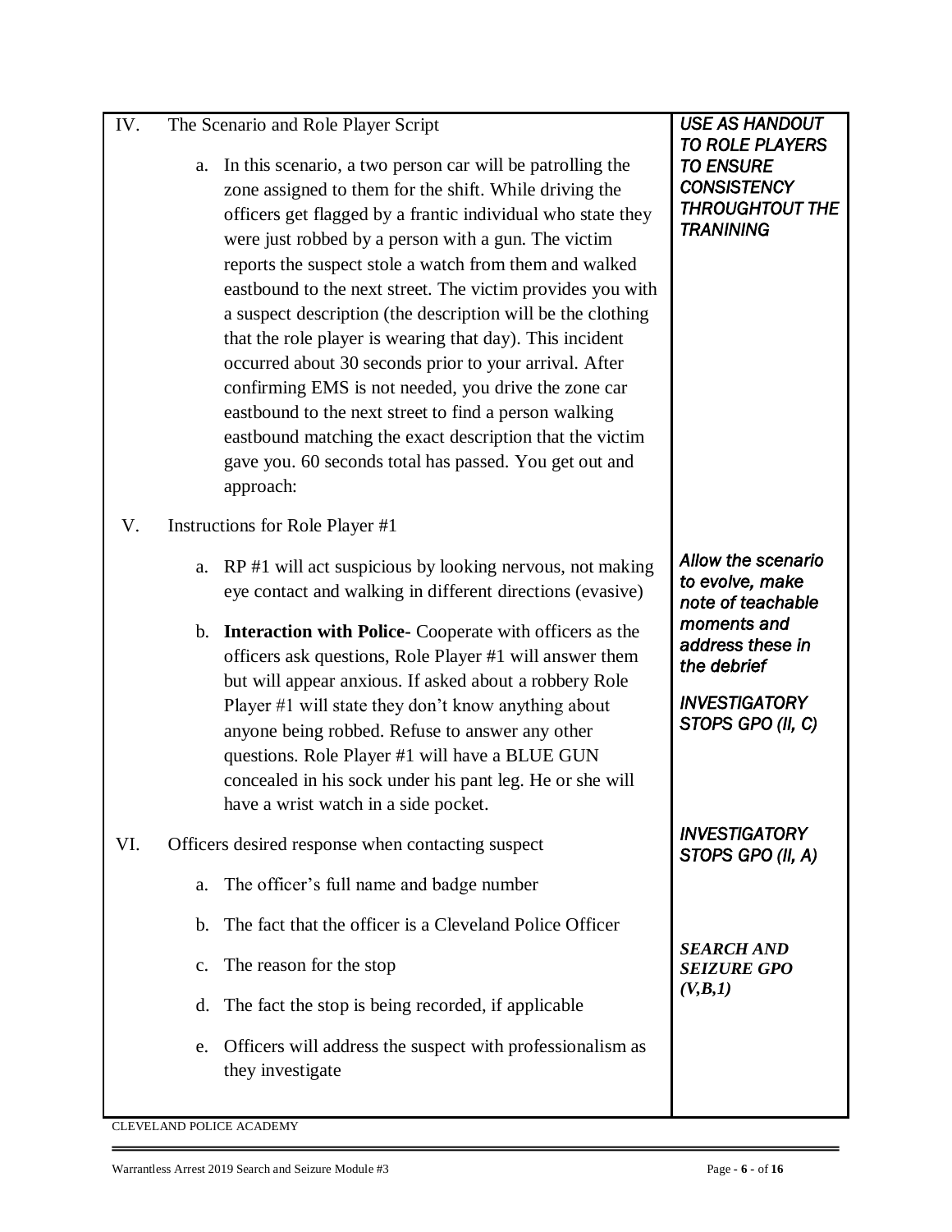| | |
|---|---|
| IV. The Scenario and Role Player Script<br><br>a. In this scenario, a two person car will be patrolling the zone assigned to them for the shift. While driving the officers get flagged by a frantic individual who state they were just robbed by a person with a gun. The victim reports the suspect stole a watch from them and walked eastbound to the next street. The victim provides you with a suspect description (the description will be the clothing that the role player is wearing that day). This incident occurred about 30 seconds prior to your arrival. After confirming EMS is not needed, you drive the zone car eastbound to the next street to find a person walking eastbound matching the exact description that the victim gave you. 60 seconds total has passed. You get out and approach: | ***USE AS HANDOUT TO ROLE PLAYERS TO ENSURE CONSISTENCY THROUGHTOUT THE TRANINING*** |
| V. Instructions for Role Player #1<br><br>a. RP #1 will act suspicious by looking nervous, not making eye contact and walking in different directions (evasive)<br><br>b. **Interaction with Police-** Cooperate with officers as the officers ask questions, Role Player #1 will answer them but will appear anxious. If asked about a robbery Role Player #1 will state they don't know anything about anyone being robbed. Refuse to answer any other questions. Role Player #1 will have a BLUE GUN concealed in his sock under his pant leg. He or she will have a wrist watch in a side pocket. | ***Allow the scenario to evolve, make note of teachable moments and address these in the debrief***<br><br>***INVESTIGATORY STOPS GPO (II, C)*** |
| VI. Officers desired response when contacting suspect<br><br>a. The officer's full name and badge number<br><br>b. The fact that the officer is a Cleveland Police Officer<br><br>c. The reason for the stop<br><br>d. The fact the stop is being recorded, if applicable<br><br>e. Officers will address the suspect with professionalism as they investigate | ***INVESTIGATORY STOPS GPO (II, A)***<br><br>***SEARCH AND SEIZURE GPO (V,B,1)*** |

CLEVELAND POLICE ACADEMY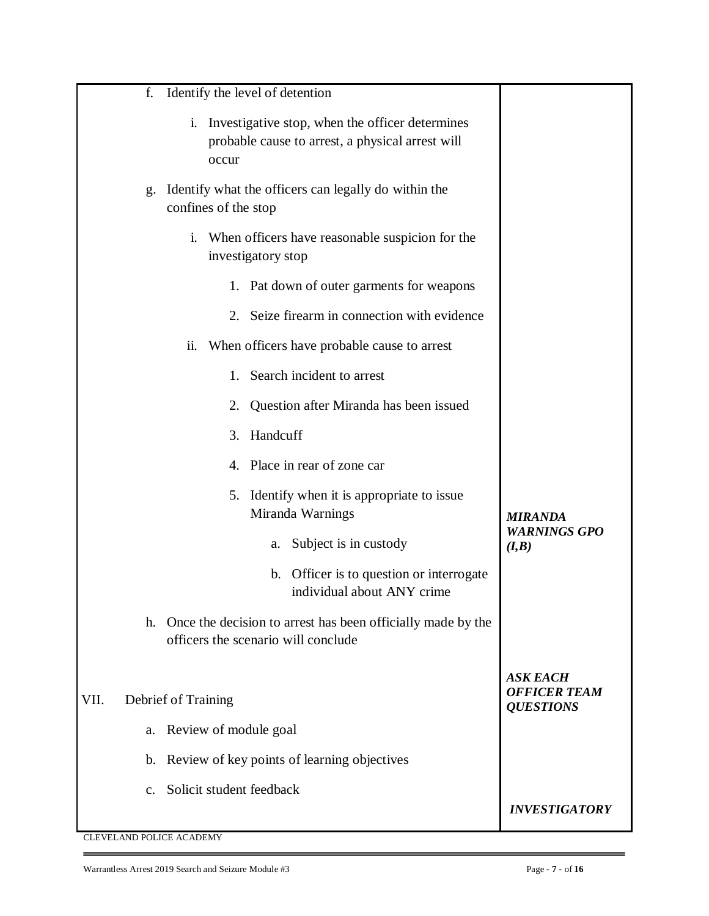f. Identify the level of detention

   i. Investigative stop, when the officer determines probable cause to arrest, a physical arrest will occur

g. Identify what the officers can legally do within the confines of the stop

   i. When officers have reasonable suspicion for the investigatory stop

      1. Pat down of outer garments for weapons

      2. Seize firearm in connection with evidence

   ii. When officers have probable cause to arrest

      1. Search incident to arrest

      2. Question after Miranda has been issued

      3. Handcuff

      4. Place in rear of zone car

      5. Identify when it is appropriate to issue Miranda Warnings

         ***MIRANDA WARNINGS GPO (I,B)***

         a. Subject is in custody

         b. Officer is to question or interrogate individual about ANY crime

h. Once the decision to arrest has been officially made by the officers the scenario will conclude

***ASK EACH OFFICER TEAM QUESTIONS***

VII. Debrief of Training

   a. Review of module goal

   b. Review of key points of learning objectives

   c. Solicit student feedback

***INVESTIGATORY***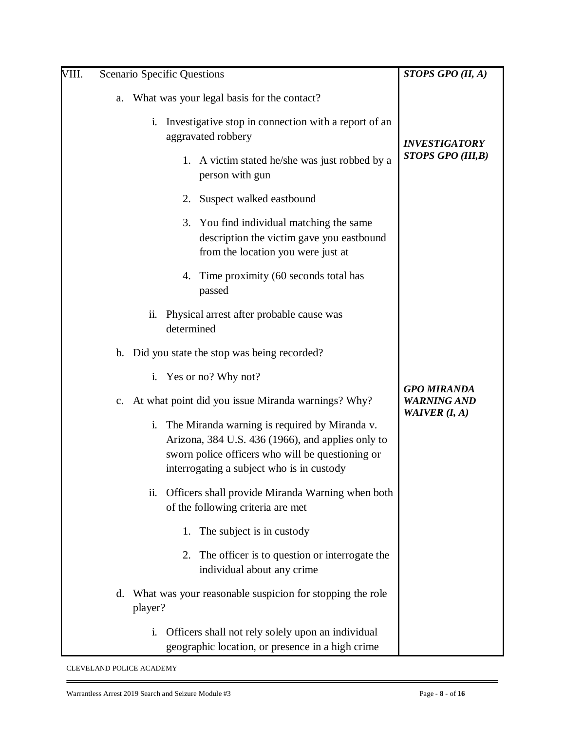| VIII. Scenario Specific Questions | ***STOPS GPO (II, A)*** |
|---|---|
| a. What was your legal basis for the contact? | |
| i. Investigative stop in connection with a report of an aggravated robbery | ***INVESTIGATORY STOPS GPO (III,B)*** |
| 1. A victim stated he/she was just robbed by a person with gun | |
| 2. Suspect walked eastbound | |
| 3. You find individual matching the same description the victim gave you eastbound from the location you were just at | |
| 4. Time proximity (60 seconds total has passed | |
| ii. Physical arrest after probable cause was determined | |
| b. Did you state the stop was being recorded? | |
| i. Yes or no? Why not? | |
| c. At what point did you issue Miranda warnings? Why? | ***GPO MIRANDA WARNING AND WAIVER (I, A)*** |
| i. The Miranda warning is required by Miranda v. Arizona, 384 U.S. 436 (1966), and applies only to sworn police officers who will be questioning or interrogating a subject who is in custody | |
| ii. Officers shall provide Miranda Warning when both of the following criteria are met | |
| 1. The subject is in custody | |
| 2. The officer is to question or interrogate the individual about any crime | |
| d. What was your reasonable suspicion for stopping the role player? | |
| i. Officers shall not rely solely upon an individual geographic location, or presence in a high crime | |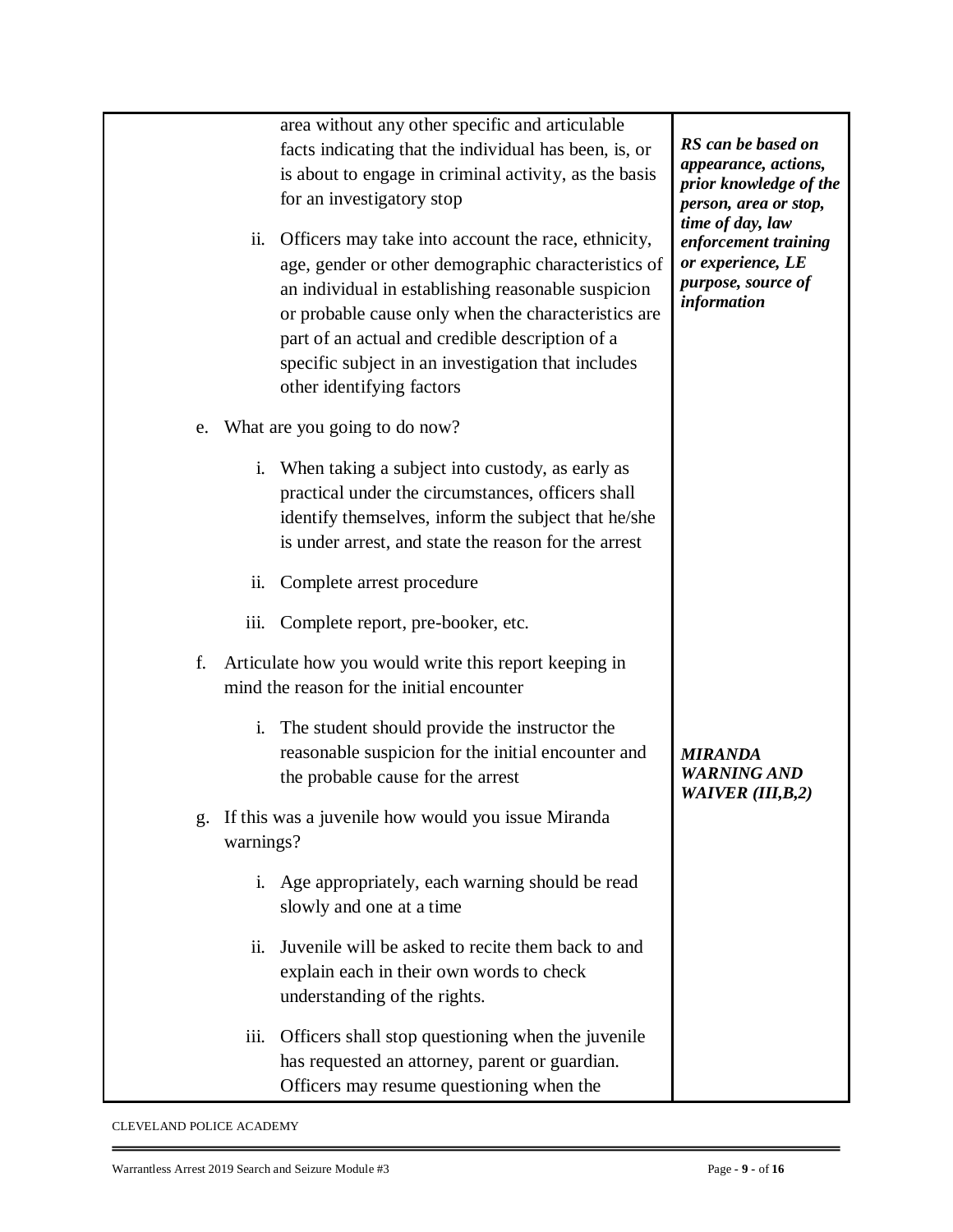| | |
|---|---|
| area without any other specific and articulable facts indicating that the individual has been, is, or is about to engage in criminal activity, as the basis for an investigatory stop<br><br>ii. Officers may take into account the race, ethnicity, age, gender or other demographic characteristics of an individual in establishing reasonable suspicion or probable cause only when the characteristics are part of an actual and credible description of a specific subject in an investigation that includes other identifying factors<br><br>e. What are you going to do now?<br><br>i. When taking a subject into custody, as early as practical under the circumstances, officers shall identify themselves, inform the subject that he/she is under arrest, and state the reason for the arrest<br><br>ii. Complete arrest procedure<br><br>iii. Complete report, pre-booker, etc.<br><br>f. Articulate how you would write this report keeping in mind the reason for the initial encounter<br><br>i. The student should provide the instructor the reasonable suspicion for the initial encounter and the probable cause for the arrest<br><br>g. If this was a juvenile how would you issue Miranda warnings?<br><br>i. Age appropriately, each warning should be read slowly and one at a time<br><br>ii. Juvenile will be asked to recite them back to and explain each in their own words to check understanding of the rights.<br><br>iii. Officers shall stop questioning when the juvenile has requested an attorney, parent or guardian. Officers may resume questioning when the | ***RS can be based on appearance, actions, prior knowledge of the person, area or stop, time of day, law enforcement training or experience, LE purpose, source of information***<br><br>***MIRANDA WARNING AND WAIVER (III,B,2)*** |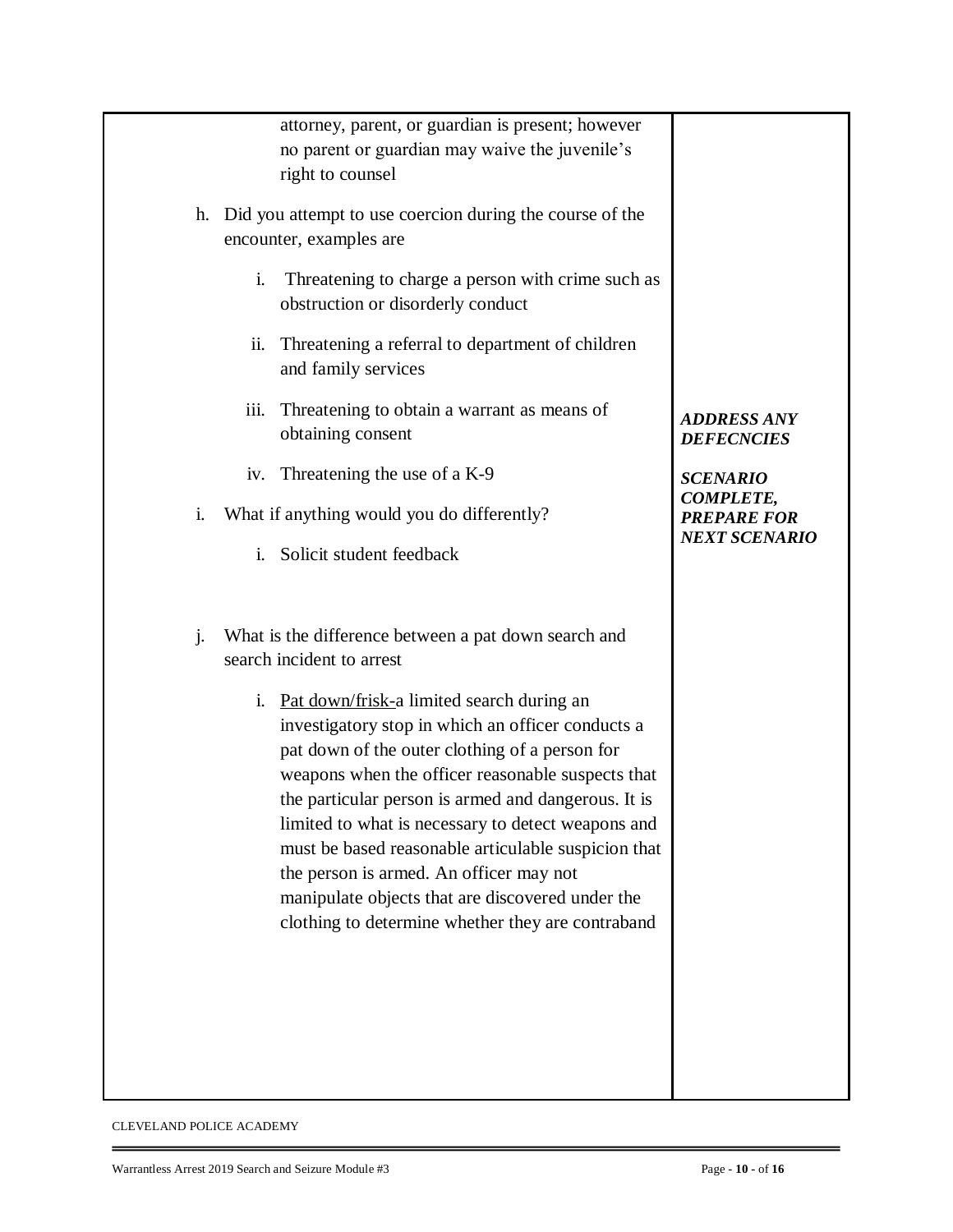attorney, parent, or guardian is present; however no parent or guardian may waive the juvenile's right to counsel

h. Did you attempt to use coercion during the course of the encounter, examples are

   i. Threatening to charge a person with crime such as obstruction or disorderly conduct

   ii. Threatening a referral to department of children and family services

   iii. Threatening to obtain a warrant as means of obtaining consent

   iv. Threatening the use of a K-9

i. What if anything would you do differently?

   i. Solicit student feedback

***ADDRESS ANY DEFECNCIES***

***SCENARIO COMPLETE, PREPARE FOR NEXT SCENARIO***

j. What is the difference between a pat down search and search incident to arrest

   i. Pat down/frisk-a limited search during an investigatory stop in which an officer conducts a pat down of the outer clothing of a person for weapons when the officer reasonable suspects that the particular person is armed and dangerous. It is limited to what is necessary to detect weapons and must be based reasonable articulable suspicion that the person is armed. An officer may not manipulate objects that are discovered under the clothing to determine whether they are contraband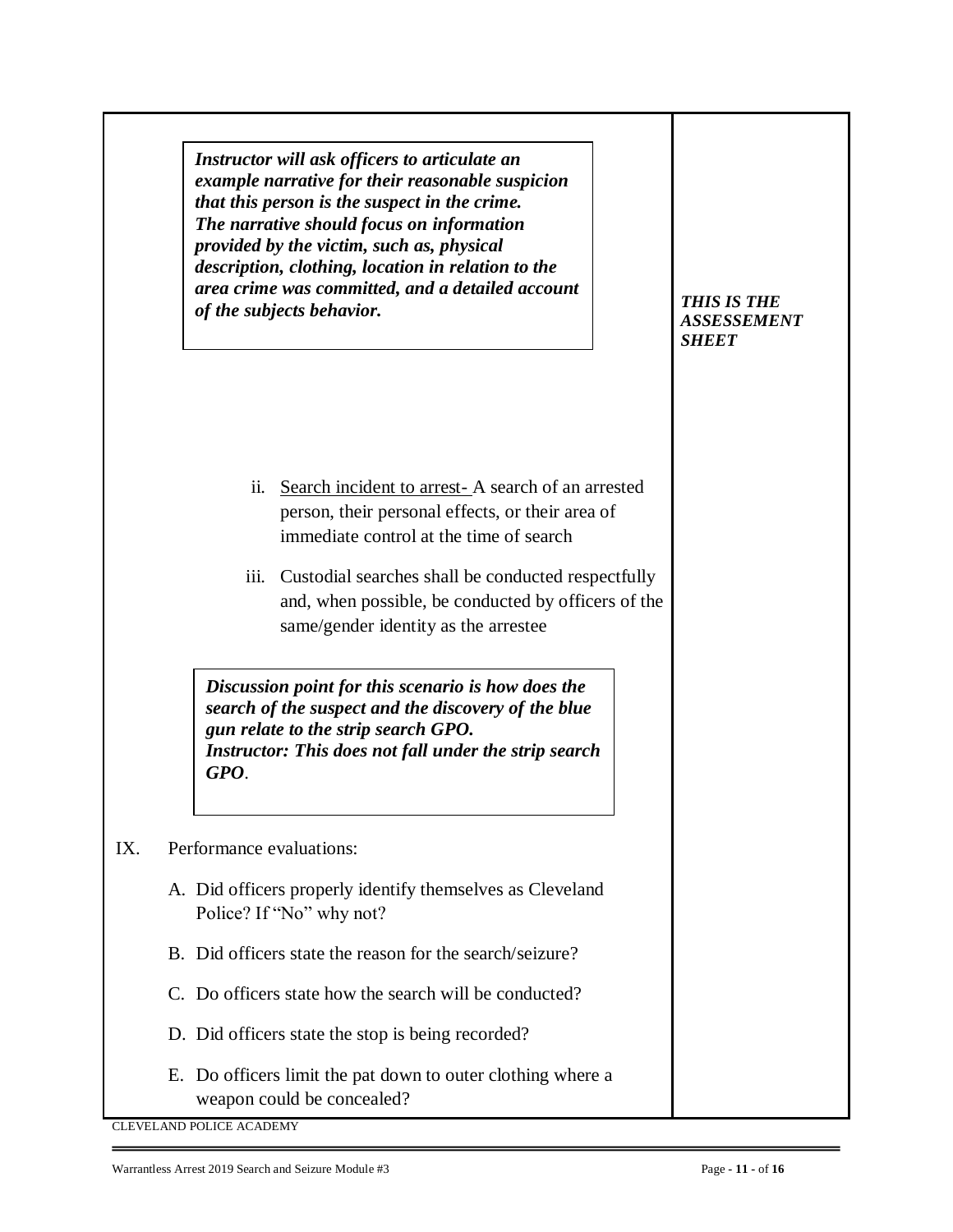***Instructor will ask officers to articulate an example narrative for their reasonable suspicion that this person is the suspect in the crime. The narrative should focus on information provided by the victim, such as, physical description, clothing, location in relation to the area crime was committed, and a detailed account of the subjects behavior.***

***THIS IS THE ASSESSEMENT SHEET***

ii. Search incident to arrest- A search of an arrested person, their personal effects, or their area of immediate control at the time of search

iii. Custodial searches shall be conducted respectfully and, when possible, be conducted by officers of the same/gender identity as the arrestee

***Discussion point for this scenario is how does the search of the suspect and the discovery of the blue gun relate to the strip search GPO. Instructor: This does not fall under the strip search GPO*.**

IX. Performance evaluations:

A. Did officers properly identify themselves as Cleveland Police? If "No" why not?

B. Did officers state the reason for the search/seizure?

C. Do officers state how the search will be conducted?

D. Did officers state the stop is being recorded?

E. Do officers limit the pat down to outer clothing where a weapon could be concealed?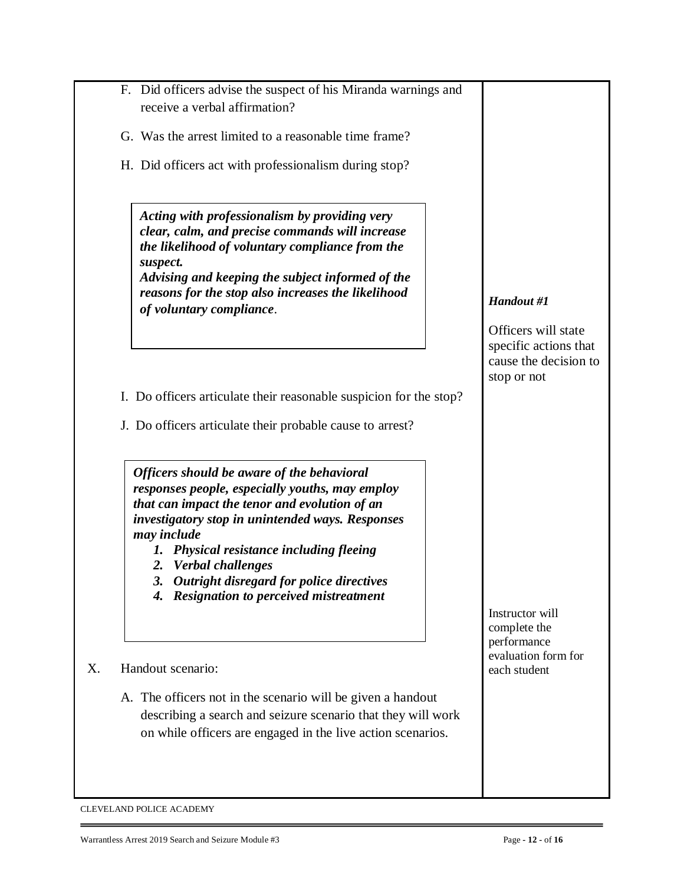F. Did officers advise the suspect of his Miranda warnings and receive a verbal affirmation?

G. Was the arrest limited to a reasonable time frame?

H. Did officers act with professionalism during stop?

> ***Acting with professionalism by providing very clear, calm, and precise commands will increase the likelihood of voluntary compliance from the suspect.***
> ***Advising and keeping the subject informed of the reasons for the stop also increases the likelihood of voluntary compliance.***

*Handout #1*

Officers will state specific actions that cause the decision to stop or not

I. Do officers articulate their reasonable suspicion for the stop?

J. Do officers articulate their probable cause to arrest?

> ***Officers should be aware of the behavioral responses people, especially youths, may employ that can impact the tenor and evolution of an investigatory stop in unintended ways. Responses may include***
> 1. ***Physical resistance including fleeing***
> 2. ***Verbal challenges***
> 3. ***Outright disregard for police directives***
> 4. ***Resignation to perceived mistreatment***

Instructor will complete the performance evaluation form for each student

X. Handout scenario:

A. The officers not in the scenario will be given a handout describing a search and seizure scenario that they will work on while officers are engaged in the live action scenarios.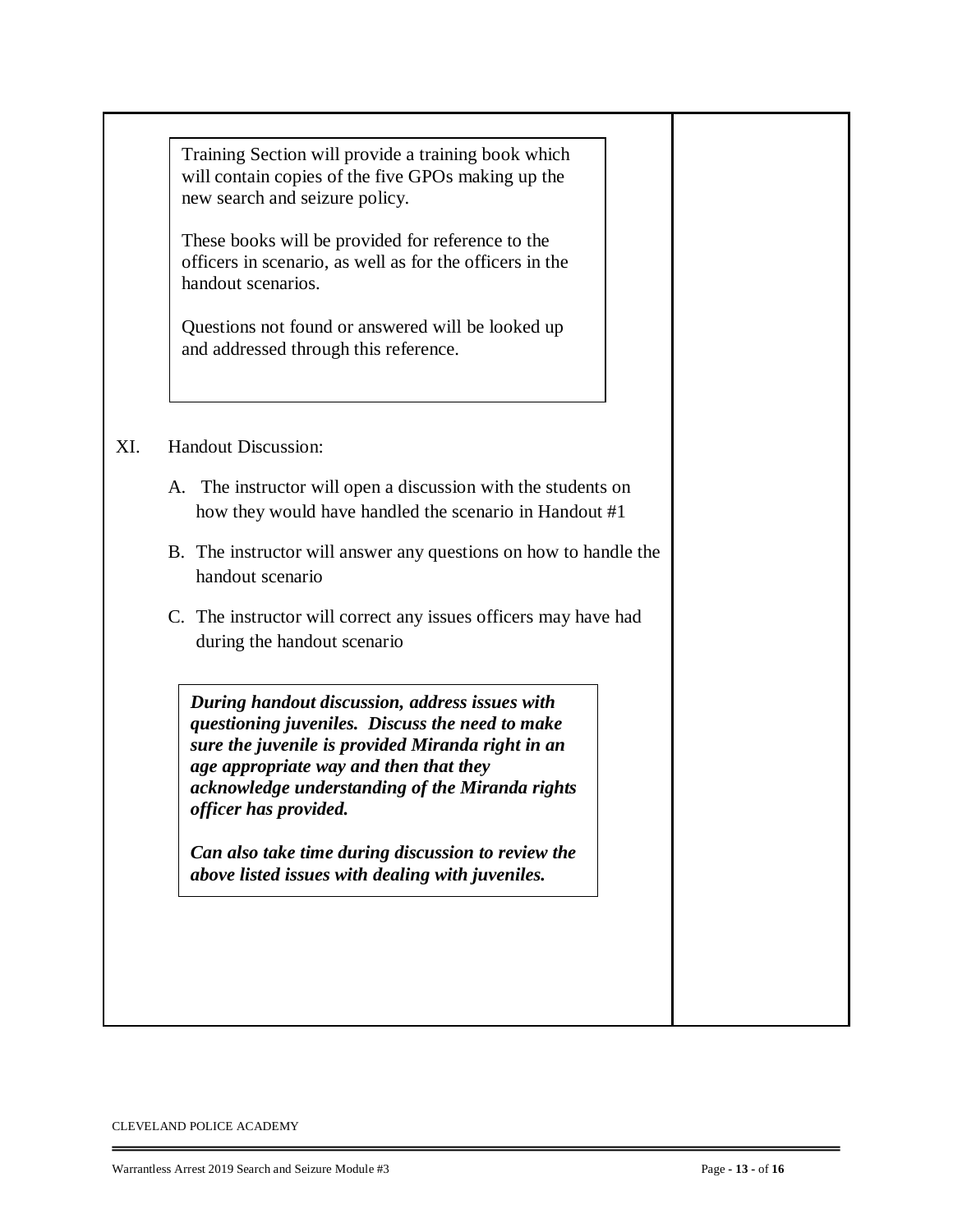> Training Section will provide a training book which will contain copies of the five GPOs making up the new search and seizure policy.
>
> These books will be provided for reference to the officers in scenario, as well as for the officers in the handout scenarios.
>
> Questions not found or answered will be looked up and addressed through this reference.

XI. Handout Discussion:

A. The instructor will open a discussion with the students on how they would have handled the scenario in Handout #1

B. The instructor will answer any questions on how to handle the handout scenario

C. The instructor will correct any issues officers may have had during the handout scenario

> ***During handout discussion, address issues with questioning juveniles. Discuss the need to make sure the juvenile is provided Miranda right in an age appropriate way and then that they acknowledge understanding of the Miranda rights officer has provided.***
>
> ***Can also take time during discussion to review the above listed issues with dealing with juveniles.***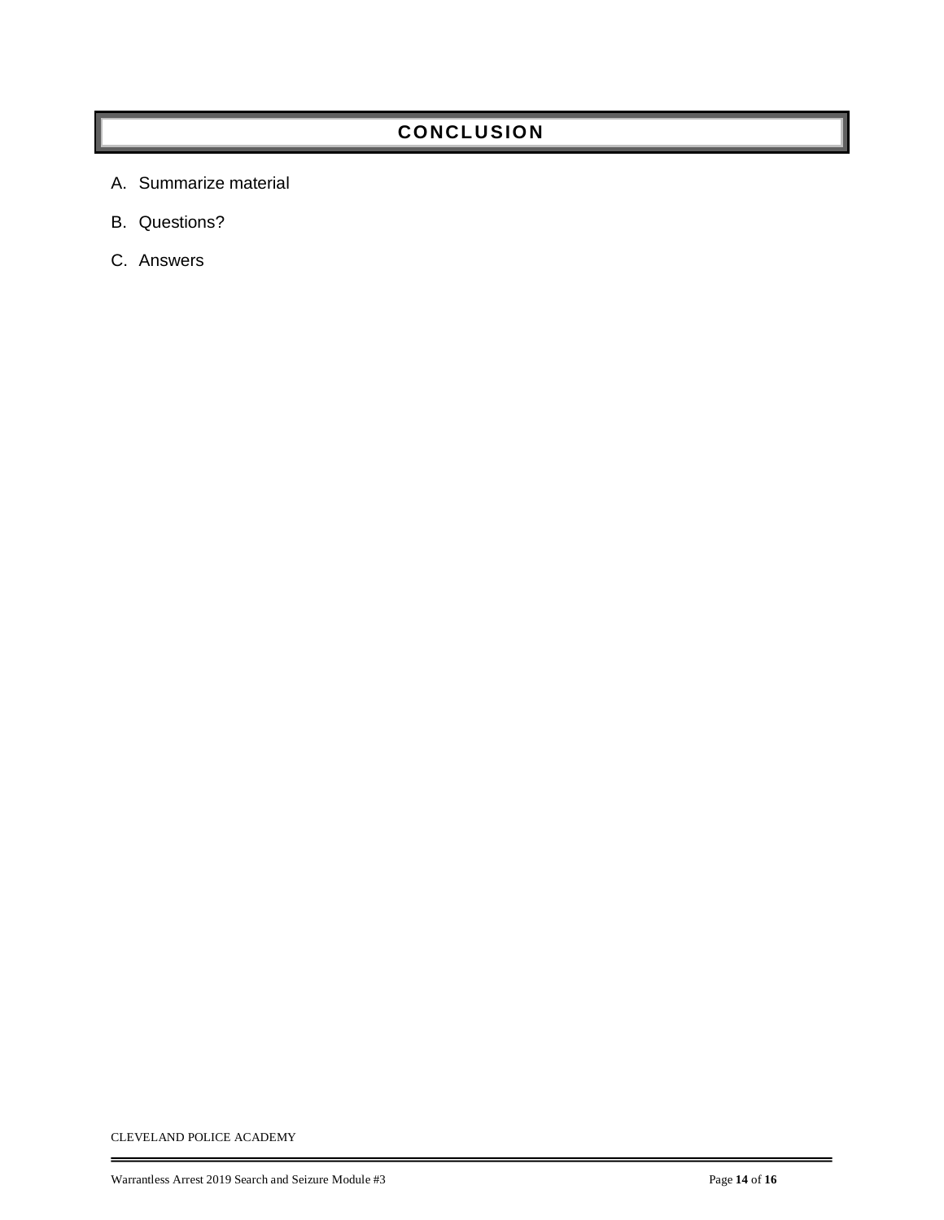# CONCLUSION

A. Summarize material

B. Questions?

C. Answers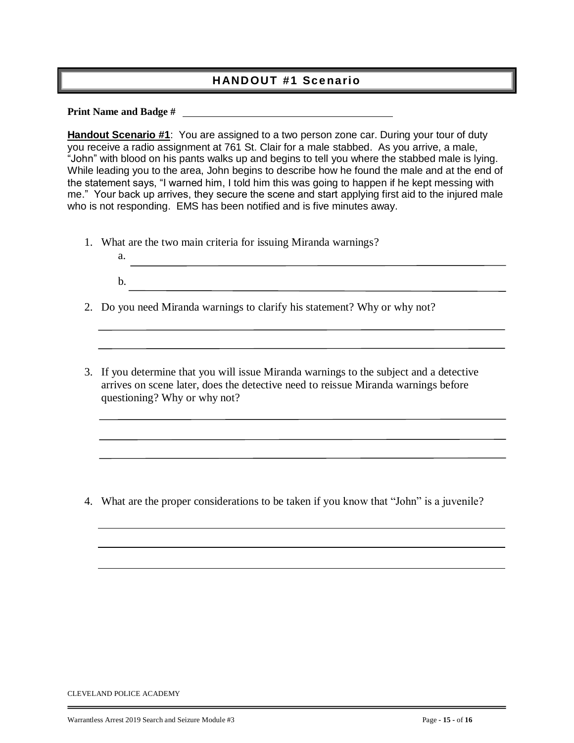## HANDOUT #1 Scenario

**Print Name and Badge #** \_\_\_\_\_\_\_\_\_\_\_\_\_\_\_\_\_\_\_\_\_\_\_\_\_\_\_\_\_\_\_\_\_\_\_\_\_\_\_\_

**Handout Scenario #1**: You are assigned to a two person zone car. During your tour of duty you receive a radio assignment at 761 St. Clair for a male stabbed. As you arrive, a male, "John" with blood on his pants walks up and begins to tell you where the stabbed male is lying. While leading you to the area, John begins to describe how he found the male and at the end of the statement says, "I warned him, I told him this was going to happen if he kept messing with me." Your back up arrives, they secure the scene and start applying first aid to the injured male who is not responding. EMS has been notified and is five minutes away.

1. What are the two main criteria for issuing Miranda warnings?
   a. \_\_\_\_\_\_\_\_\_\_\_\_\_\_\_\_\_\_\_\_\_\_\_\_\_\_\_\_\_\_\_\_\_\_\_\_\_\_\_\_\_\_\_\_\_\_\_\_\_\_\_\_\_\_\_\_
   b. \_\_\_\_\_\_\_\_\_\_\_\_\_\_\_\_\_\_\_\_\_\_\_\_\_\_\_\_\_\_\_\_\_\_\_\_\_\_\_\_\_\_\_\_\_\_\_\_\_\_\_\_\_\_\_\_

2. Do you need Miranda warnings to clarify his statement? Why or why not?

   \_\_\_\_\_\_\_\_\_\_\_\_\_\_\_\_\_\_\_\_\_\_\_\_\_\_\_\_\_\_\_\_\_\_\_\_\_\_\_\_\_\_\_\_\_\_\_\_\_\_\_\_\_\_\_\_\_\_\_\_

   \_\_\_\_\_\_\_\_\_\_\_\_\_\_\_\_\_\_\_\_\_\_\_\_\_\_\_\_\_\_\_\_\_\_\_\_\_\_\_\_\_\_\_\_\_\_\_\_\_\_\_\_\_\_\_\_\_\_\_\_

3. If you determine that you will issue Miranda warnings to the subject and a detective arrives on scene later, does the detective need to reissue Miranda warnings before questioning? Why or why not?

   \_\_\_\_\_\_\_\_\_\_\_\_\_\_\_\_\_\_\_\_\_\_\_\_\_\_\_\_\_\_\_\_\_\_\_\_\_\_\_\_\_\_\_\_\_\_\_\_\_\_\_\_\_\_\_\_\_\_\_\_

   \_\_\_\_\_\_\_\_\_\_\_\_\_\_\_\_\_\_\_\_\_\_\_\_\_\_\_\_\_\_\_\_\_\_\_\_\_\_\_\_\_\_\_\_\_\_\_\_\_\_\_\_\_\_\_\_\_\_\_\_

   \_\_\_\_\_\_\_\_\_\_\_\_\_\_\_\_\_\_\_\_\_\_\_\_\_\_\_\_\_\_\_\_\_\_\_\_\_\_\_\_\_\_\_\_\_\_\_\_\_\_\_\_\_\_\_\_\_\_\_\_

4. What are the proper considerations to be taken if you know that "John" is a juvenile?

   \_\_\_\_\_\_\_\_\_\_\_\_\_\_\_\_\_\_\_\_\_\_\_\_\_\_\_\_\_\_\_\_\_\_\_\_\_\_\_\_\_\_\_\_\_\_\_\_\_\_\_\_\_\_\_\_\_\_\_\_

   \_\_\_\_\_\_\_\_\_\_\_\_\_\_\_\_\_\_\_\_\_\_\_\_\_\_\_\_\_\_\_\_\_\_\_\_\_\_\_\_\_\_\_\_\_\_\_\_\_\_\_\_\_\_\_\_\_\_\_\_

   \_\_\_\_\_\_\_\_\_\_\_\_\_\_\_\_\_\_\_\_\_\_\_\_\_\_\_\_\_\_\_\_\_\_\_\_\_\_\_\_\_\_\_\_\_\_\_\_\_\_\_\_\_\_\_\_\_\_\_\_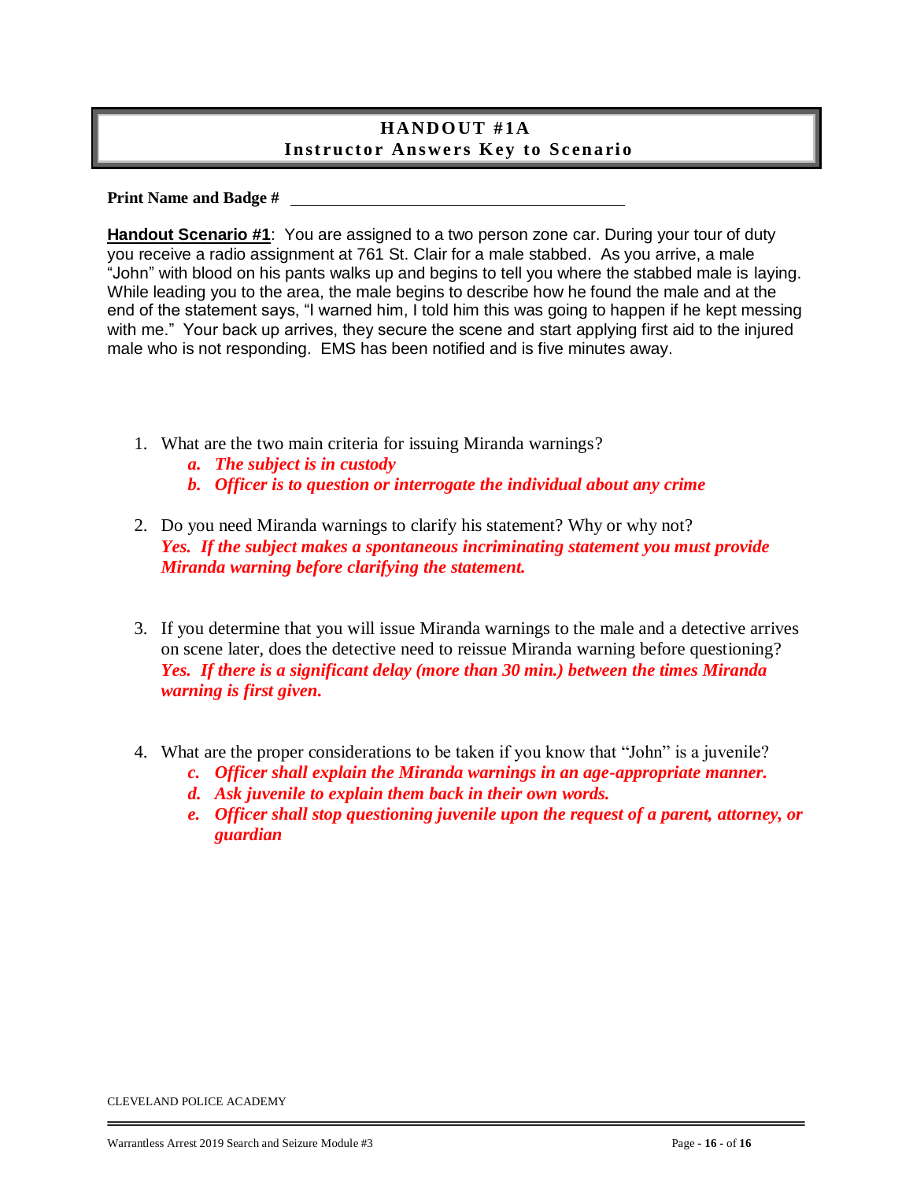## HANDOUT #1A
## Instructor Answers Key to Scenario

**Print Name and Badge #** \_\_\_\_\_\_\_\_\_\_\_\_\_\_\_\_\_\_\_\_\_\_\_\_\_\_\_\_\_\_\_\_\_\_\_\_\_\_\_\_

**<u>Handout Scenario #1</u>**: You are assigned to a two person zone car. During your tour of duty you receive a radio assignment at 761 St. Clair for a male stabbed. As you arrive, a male "John" with blood on his pants walks up and begins to tell you where the stabbed male is laying. While leading you to the area, the male begins to describe how he found the male and at the end of the statement says, "I warned him, I told him this was going to happen if he kept messing with me." Your back up arrives, they secure the scene and start applying first aid to the injured male who is not responding. EMS has been notified and is five minutes away.

1. What are the two main criteria for issuing Miranda warnings?
   a. ***The subject is in custody***
   b. ***Officer is to question or interrogate the individual about any crime***

2. Do you need Miranda warnings to clarify his statement? Why or why not?
   ***Yes. If the subject makes a spontaneous incriminating statement you must provide Miranda warning before clarifying the statement.***

3. If you determine that you will issue Miranda warnings to the male and a detective arrives on scene later, does the detective need to reissue Miranda warning before questioning?
   ***Yes. If there is a significant delay (more than 30 min.) between the times Miranda warning is first given.***

4. What are the proper considerations to be taken if you know that "John" is a juvenile?
   c. ***Officer shall explain the Miranda warnings in an age-appropriate manner.***
   d. ***Ask juvenile to explain them back in their own words.***
   e. ***Officer shall stop questioning juvenile upon the request of a parent, attorney, or guardian***